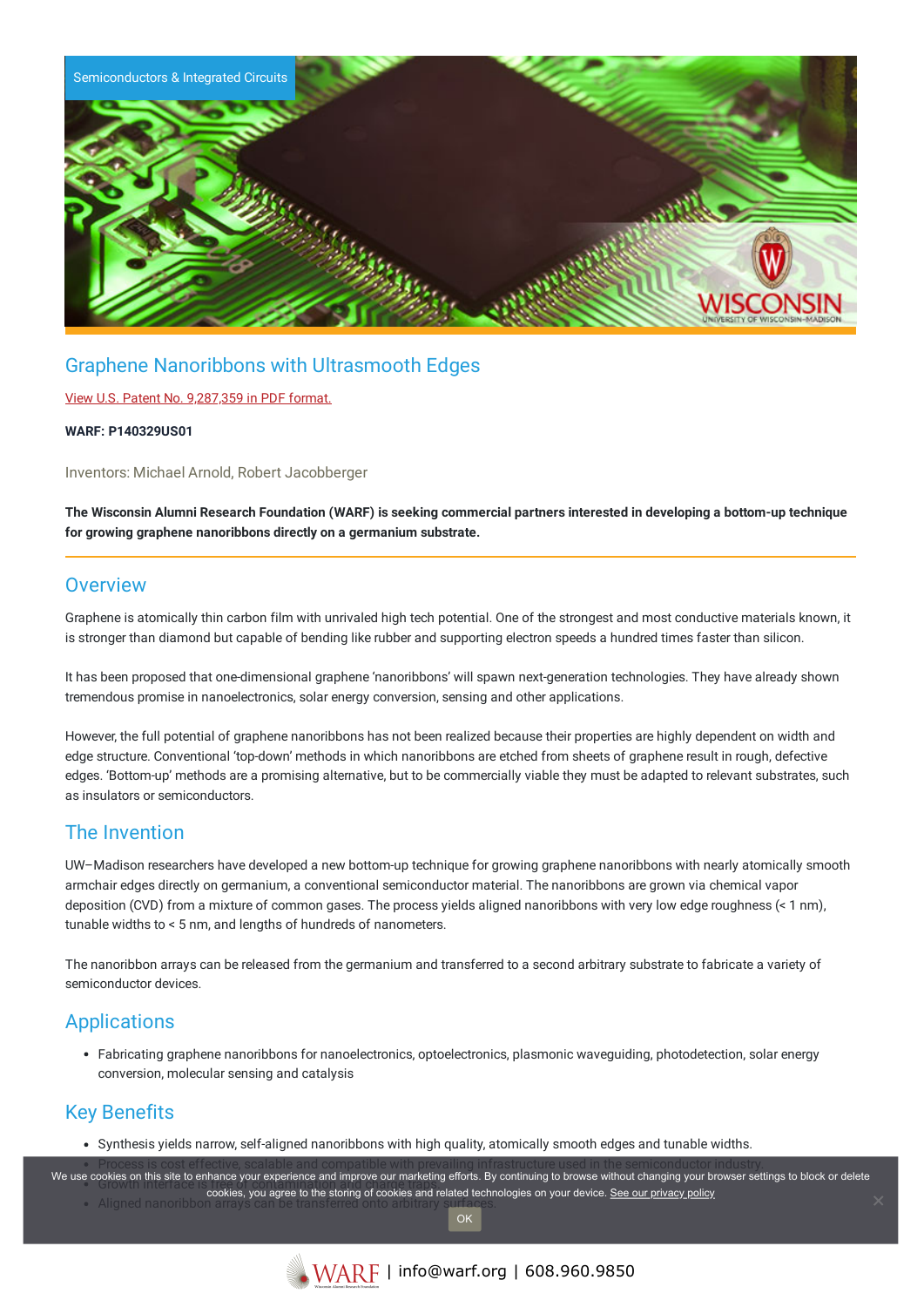Semiconductors & Integrated Circuits

# Graphene Nanoribbons with Ultrasmooth Edges

View U.S. Patent No. 9,287,359 in PDF format.

**WARF: P140329US01**

Inventors: Michael Arnold, Robert Jacobberger

**The Wisconsin Alumni Research Foundation (WARF) is seeking commercial partners interested in developing a bottom-up technique for growing graphene nanoribbons directly on a germanium substrate.**

## Overview

Graphene is atomically thin carbon film with unrivaled high tech potential. One of the strongest and most conductive materials known, it is stronger than diamond but capable of bending like rubber and supporting electron speeds a hundred times faster than silicon.

It has been proposed that one-dimensional graphene 'nanoribbons' will spawn next-generation technologies. They have already shown tremendous promise in nanoelectronics, solar energy conversion, sensing and other applications.

However, the full potential of graphene nanoribbons has not been realized because their properties are highly dependent on width and edge structure. Conventional 'top-down' methods in which nanoribbons are etched from sheets of graphene result in rough, defective edges. 'Bottom-up' methods are a promising alternative, but to be commercially viable they must be adapted to relevant substrates, such as insulators or semiconductors.

## The Invention

UW–Madison researchers have developed a new bottom-up technique for growing graphene nanoribbons with nearly atomically smooth armchair edges directly on germanium, a conventional semiconductor material. The nanoribbons are grown via chemical vapor deposition (CVD) from a mixture of common gases. The process yields aligned nanoribbons with very low edge roughness (< 1 nm), tunable widths to < 5 nm, and lengths of hundreds of nanometers.

The nanoribbon arrays can be released from the germanium and transferred to a second arbitrary substrate to fabricate a variety of semiconductor devices.

## Applications

- Fabricating graphene nanoribbons for nanoelectronics, optoelectronics, plasmonic waveguiding, photodetection, solar energy conversion, molecular sensing and catalysis

## Key Benefits

- Synthesis yields narrow, self-aligned nanoribbons with high quality, atomically smooth edges and tunable widths.
- Process is cost effective, scalable and compatible with prevailing infrastructure used in the semiconductor industry.
- Growth interface is [obscured]
- Aligned nanoribbon arrays can be transferred onto arbitrary surfaces.

We use cookies on this site to enhance your experience and improve our marketing efforts. By continuing to browse without changing your browser settings to block or delete cookies, you agree to the storing of cookies and related technologies on your device. See our privacy policy

OK

WARF | info@warf.org | 608.960.9850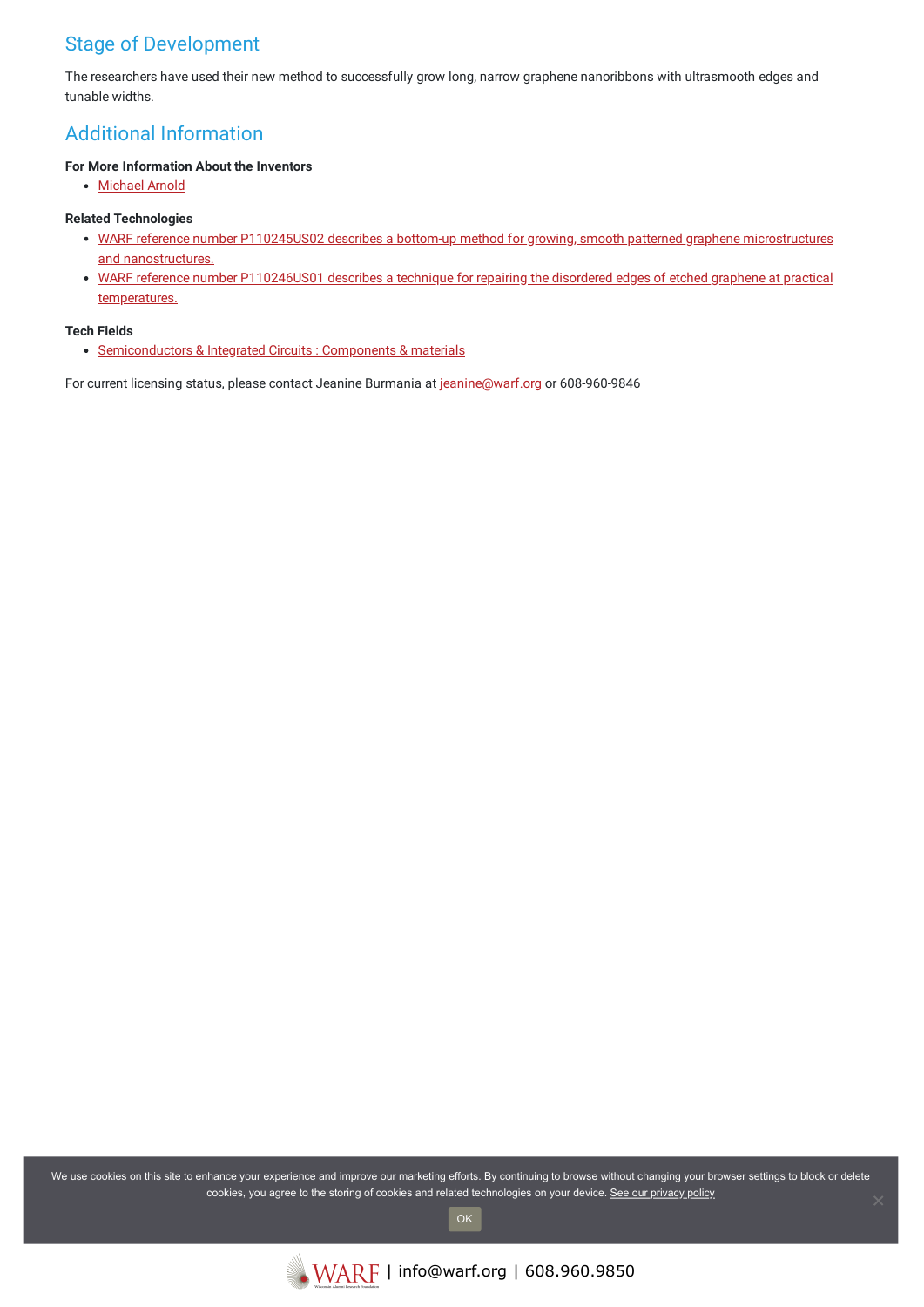## Stage of Development

The researchers have used their new method to successfully grow long, narrow graphene nanoribbons with ultrasmooth edges and tunable widths.

## Additional Information

**For More Information About the Inventors**

- Michael Arnold

**Related Technologies**

- WARF reference number P110245US02 describes a bottom-up method for growing, smooth patterned graphene microstructures and nanostructures.
- WARF reference number P110246US01 describes a technique for repairing the disordered edges of etched graphene at practical temperatures.

**Tech Fields**

- Semiconductors & Integrated Circuits : Components & materials

For current licensing status, please contact Jeanine Burmania at jeanine@warf.org or 608-960-9846